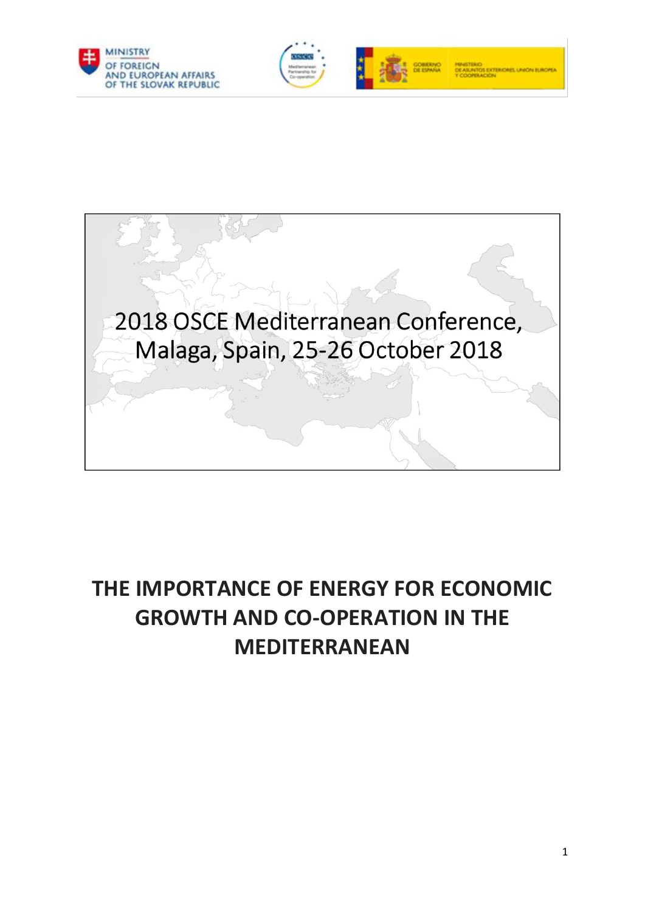MINISTRY OF FOREIGN AND EUROPEAN AFFAIRS OF THE SLOVAK REPUBLIC

2018 OSCE Mediterranean Conference, Malaga, Spain, 25-26 October 2018

# THE IMPORTANCE OF ENERGY FOR ECONOMIC GROWTH AND CO-OPERATION IN THE MEDITERRANEAN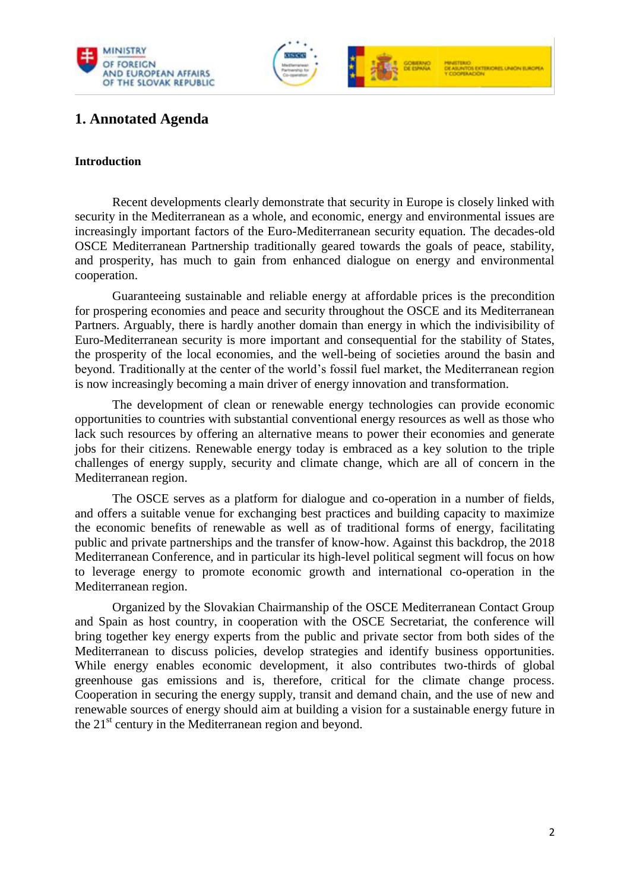# 1. Annotated Agenda

**Introduction**

Recent developments clearly demonstrate that security in Europe is closely linked with security in the Mediterranean as a whole, and economic, energy and environmental issues are increasingly important factors of the Euro-Mediterranean security equation. The decades-old OSCE Mediterranean Partnership traditionally geared towards the goals of peace, stability, and prosperity, has much to gain from enhanced dialogue on energy and environmental cooperation.

Guaranteeing sustainable and reliable energy at affordable prices is the precondition for prospering economies and peace and security throughout the OSCE and its Mediterranean Partners. Arguably, there is hardly another domain than energy in which the indivisibility of Euro-Mediterranean security is more important and consequential for the stability of States, the prosperity of the local economies, and the well-being of societies around the basin and beyond. Traditionally at the center of the world's fossil fuel market, the Mediterranean region is now increasingly becoming a main driver of energy innovation and transformation.

The development of clean or renewable energy technologies can provide economic opportunities to countries with substantial conventional energy resources as well as those who lack such resources by offering an alternative means to power their economies and generate jobs for their citizens. Renewable energy today is embraced as a key solution to the triple challenges of energy supply, security and climate change, which are all of concern in the Mediterranean region.

The OSCE serves as a platform for dialogue and co-operation in a number of fields, and offers a suitable venue for exchanging best practices and building capacity to maximize the economic benefits of renewable as well as of traditional forms of energy, facilitating public and private partnerships and the transfer of know-how. Against this backdrop, the 2018 Mediterranean Conference, and in particular its high-level political segment will focus on how to leverage energy to promote economic growth and international co-operation in the Mediterranean region.

Organized by the Slovakian Chairmanship of the OSCE Mediterranean Contact Group and Spain as host country, in cooperation with the OSCE Secretariat, the conference will bring together key energy experts from the public and private sector from both sides of the Mediterranean to discuss policies, develop strategies and identify business opportunities. While energy enables economic development, it also contributes two-thirds of global greenhouse gas emissions and is, therefore, critical for the climate change process. Cooperation in securing the energy supply, transit and demand chain, and the use of new and renewable sources of energy should aim at building a vision for a sustainable energy future in the 21st century in the Mediterranean region and beyond.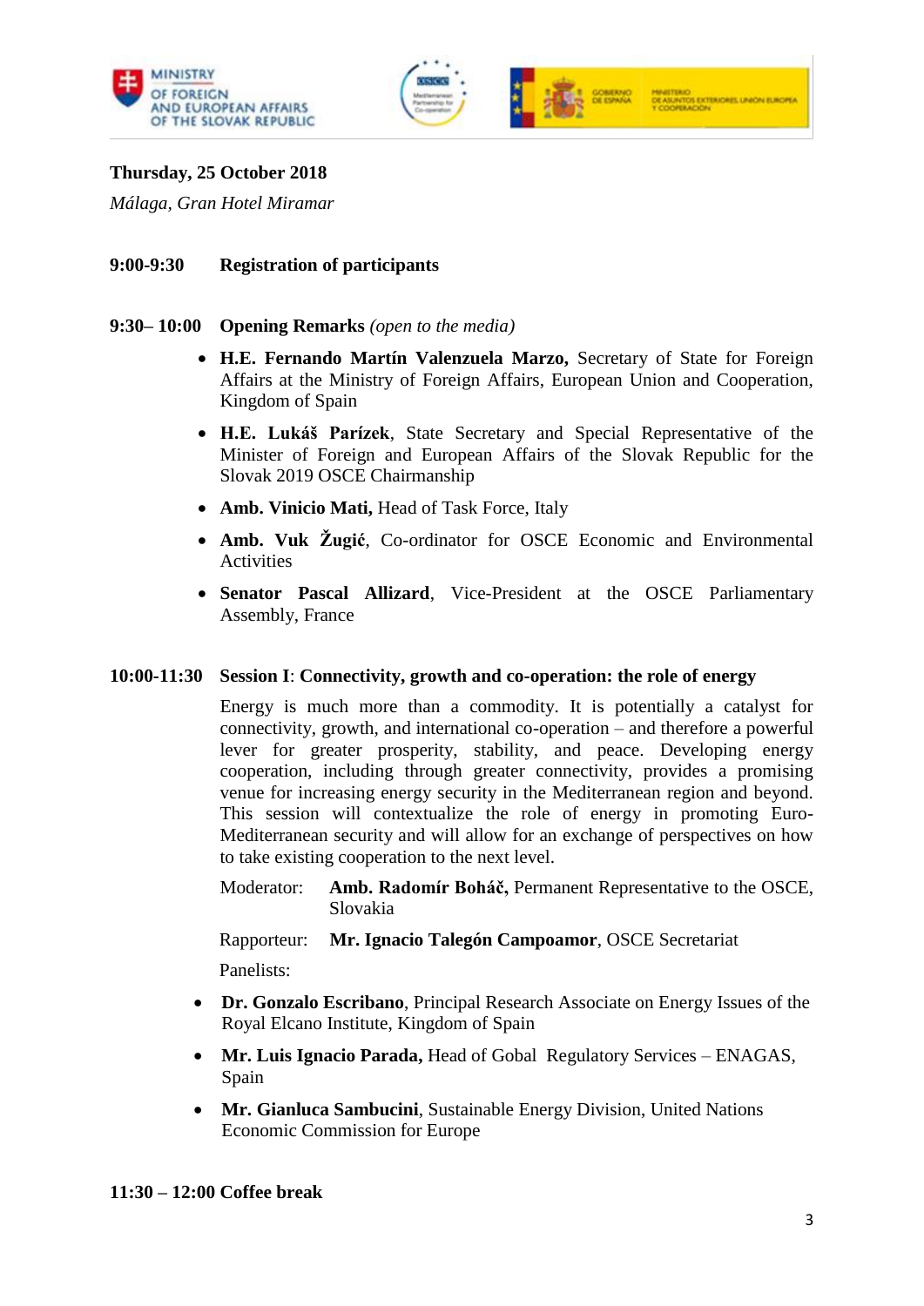**Thursday, 25 October 2018**

*Málaga, Gran Hotel Miramar*

**9:00-9:30 Registration of participants**

**9:30– 10:00 Opening Remarks** *(open to the media)*

- **H.E. Fernando Martín Valenzuela Marzo,** Secretary of State for Foreign Affairs at the Ministry of Foreign Affairs, European Union and Cooperation, Kingdom of Spain
- **H.E. Lukáš Parízek**, State Secretary and Special Representative of the Minister of Foreign and European Affairs of the Slovak Republic for the Slovak 2019 OSCE Chairmanship
- **Amb. Vinicio Mati,** Head of Task Force, Italy
- **Amb. Vuk Žugić**, Co-ordinator for OSCE Economic and Environmental Activities
- **Senator Pascal Allizard**, Vice-President at the OSCE Parliamentary Assembly, France

**10:00-11:30 Session I**: **Connectivity, growth and co-operation: the role of energy**

Energy is much more than a commodity. It is potentially a catalyst for connectivity, growth, and international co-operation – and therefore a powerful lever for greater prosperity, stability, and peace. Developing energy cooperation, including through greater connectivity, provides a promising venue for increasing energy security in the Mediterranean region and beyond. This session will contextualize the role of energy in promoting Euro-Mediterranean security and will allow for an exchange of perspectives on how to take existing cooperation to the next level.

Moderator: **Amb. Radomír Boháč,** Permanent Representative to the OSCE, Slovakia

Rapporteur: **Mr. Ignacio Talegón Campoamor**, OSCE Secretariat

Panelists:

- **Dr. Gonzalo Escribano**, Principal Research Associate on Energy Issues of the Royal Elcano Institute, Kingdom of Spain
- **Mr. Luis Ignacio Parada,** Head of Gobal Regulatory Services – ENAGAS, Spain
- **Mr. Gianluca Sambucini**, Sustainable Energy Division, United Nations Economic Commission for Europe

**11:30 – 12:00 Coffee break**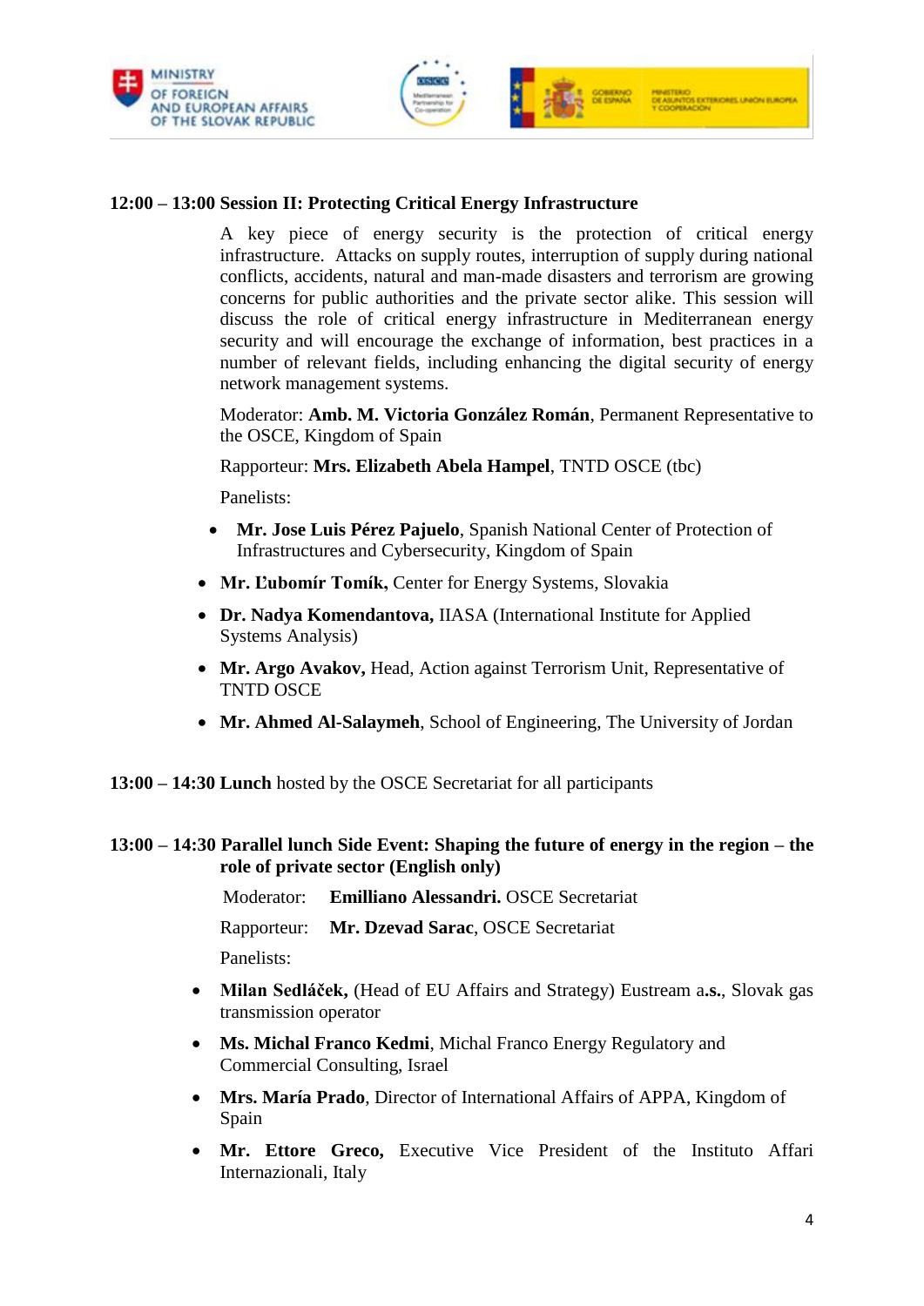**12:00 – 13:00 Session II: Protecting Critical Energy Infrastructure**

A key piece of energy security is the protection of critical energy infrastructure. Attacks on supply routes, interruption of supply during national conflicts, accidents, natural and man-made disasters and terrorism are growing concerns for public authorities and the private sector alike. This session will discuss the role of critical energy infrastructure in Mediterranean energy security and will encourage the exchange of information, best practices in a number of relevant fields, including enhancing the digital security of energy network management systems.

Moderator: **Amb. M. Victoria González Román**, Permanent Representative to the OSCE, Kingdom of Spain

Rapporteur: **Mrs. Elizabeth Abela Hampel**, TNTD OSCE (tbc)

Panelists:

- **Mr. Jose Luis Pérez Pajuelo**, Spanish National Center of Protection of Infrastructures and Cybersecurity, Kingdom of Spain
- **Mr. Ľubomír Tomík,** Center for Energy Systems, Slovakia
- **Dr. Nadya Komendantova,** IIASA (International Institute for Applied Systems Analysis)
- **Mr. Argo Avakov,** Head, Action against Terrorism Unit, Representative of TNTD OSCE
- **Mr. Ahmed Al-Salaymeh**, School of Engineering, The University of Jordan

**13:00 – 14:30 Lunch** hosted by the OSCE Secretariat for all participants

**13:00 – 14:30 Parallel lunch Side Event: Shaping the future of energy in the region – the role of private sector (English only)**

Moderator: **Emilliano Alessandri.** OSCE Secretariat

Rapporteur: **Mr. Dzevad Sarac**, OSCE Secretariat

Panelists:

- **Milan Sedláček,** (Head of EU Affairs and Strategy) Eustream a**.s.**, Slovak gas transmission operator
- **Ms. Michal Franco Kedmi**, Michal Franco Energy Regulatory and Commercial Consulting, Israel
- **Mrs. María Prado**, Director of International Affairs of APPA, Kingdom of Spain
- **Mr. Ettore Greco,** Executive Vice President of the Instituto Affari Internazionali, Italy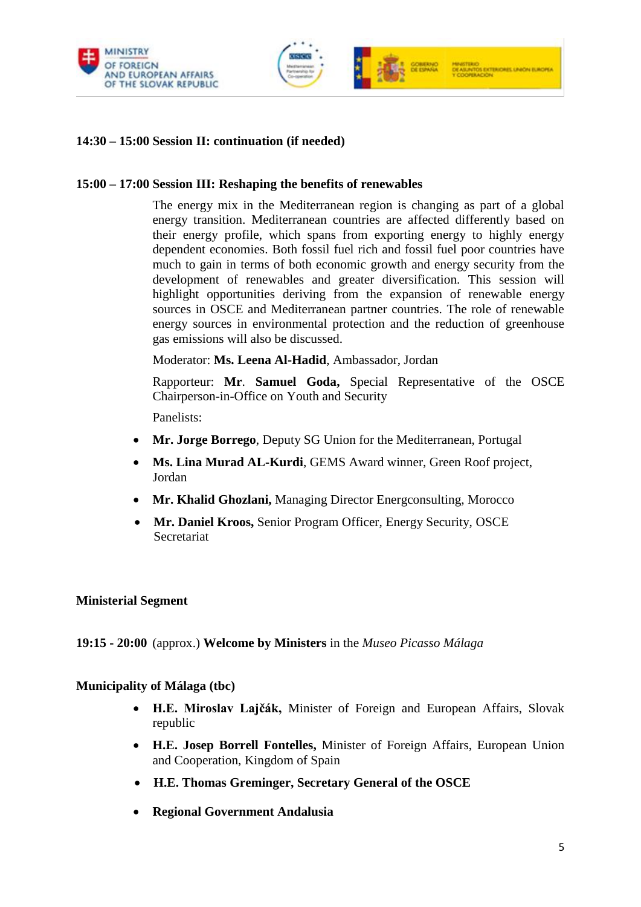**14:30 – 15:00 Session II: continuation (if needed)**

**15:00 – 17:00 Session III: Reshaping the benefits of renewables**

The energy mix in the Mediterranean region is changing as part of a global energy transition. Mediterranean countries are affected differently based on their energy profile, which spans from exporting energy to highly energy dependent economies. Both fossil fuel rich and fossil fuel poor countries have much to gain in terms of both economic growth and energy security from the development of renewables and greater diversification. This session will highlight opportunities deriving from the expansion of renewable energy sources in OSCE and Mediterranean partner countries. The role of renewable energy sources in environmental protection and the reduction of greenhouse gas emissions will also be discussed.

Moderator: **Ms. Leena Al-Hadid**, Ambassador, Jordan

Rapporteur: **Mr**. **Samuel Goda,** Special Representative of the OSCE Chairperson-in-Office on Youth and Security

Panelists:

- **Mr. Jorge Borrego**, Deputy SG Union for the Mediterranean, Portugal
- **Ms. Lina Murad AL-Kurdi**, GEMS Award winner, Green Roof project, Jordan
- **Mr. Khalid Ghozlani,** Managing Director Energconsulting, Morocco
- **Mr. Daniel Kroos,** Senior Program Officer, Energy Security, OSCE Secretariat

**Ministerial Segment**

**19:15 - 20:00** (approx.) **Welcome by Ministers** in the *Museo Picasso Málaga*

**Municipality of Málaga (tbc)**

- **H.E. Miroslav Lajčák,** Minister of Foreign and European Affairs, Slovak republic
- **H.E. Josep Borrell Fontelles,** Minister of Foreign Affairs, European Union and Cooperation, Kingdom of Spain
- **H.E. Thomas Greminger, Secretary General of the OSCE**
- **Regional Government Andalusia**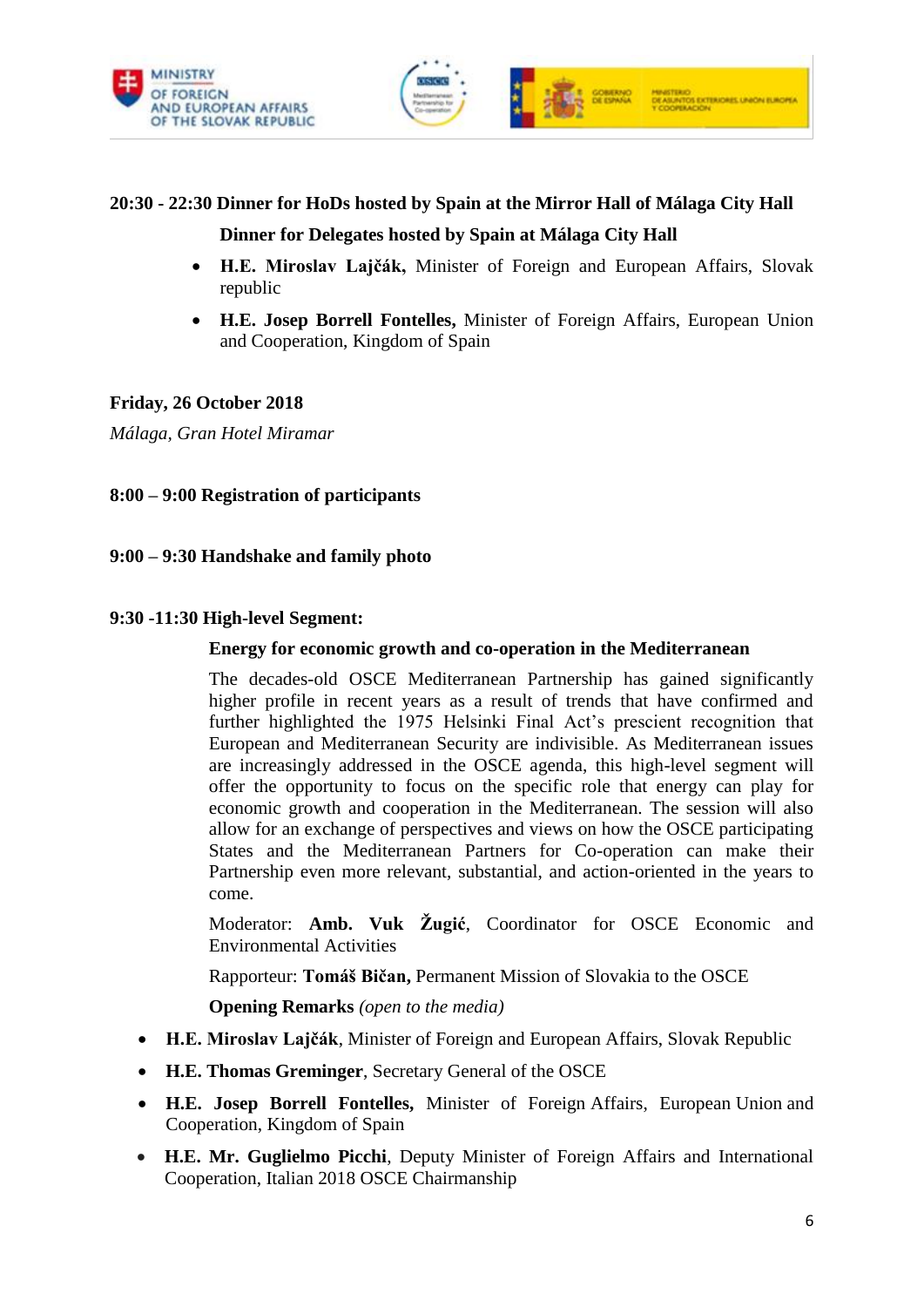**20:30 - 22:30 Dinner for HoDs hosted by Spain at the Mirror Hall of Málaga City Hall**

**Dinner for Delegates hosted by Spain at Málaga City Hall**

- **H.E. Miroslav Lajčák,** Minister of Foreign and European Affairs, Slovak republic
- **H.E. Josep Borrell Fontelles,** Minister of Foreign Affairs, European Union and Cooperation, Kingdom of Spain

**Friday, 26 October 2018**

*Málaga, Gran Hotel Miramar*

**8:00 – 9:00 Registration of participants**

**9:00 – 9:30 Handshake and family photo**

**9:30 -11:30 High-level Segment:**

**Energy for economic growth and co-operation in the Mediterranean**

The decades-old OSCE Mediterranean Partnership has gained significantly higher profile in recent years as a result of trends that have confirmed and further highlighted the 1975 Helsinki Final Act's prescient recognition that European and Mediterranean Security are indivisible. As Mediterranean issues are increasingly addressed in the OSCE agenda, this high-level segment will offer the opportunity to focus on the specific role that energy can play for economic growth and cooperation in the Mediterranean. The session will also allow for an exchange of perspectives and views on how the OSCE participating States and the Mediterranean Partners for Co-operation can make their Partnership even more relevant, substantial, and action-oriented in the years to come.

Moderator: **Amb. Vuk Žugić**, Coordinator for OSCE Economic and Environmental Activities

Rapporteur: **Tomáš Bičan,** Permanent Mission of Slovakia to the OSCE

**Opening Remarks** *(open to the media)*

- **H.E. Miroslav Lajčák**, Minister of Foreign and European Affairs, Slovak Republic
- **H.E. Thomas Greminger**, Secretary General of the OSCE
- **H.E. Josep Borrell Fontelles,** Minister of Foreign Affairs, European Union and Cooperation, Kingdom of Spain
- **H.E. Mr. Guglielmo Picchi**, Deputy Minister of Foreign Affairs and International Cooperation, Italian 2018 OSCE Chairmanship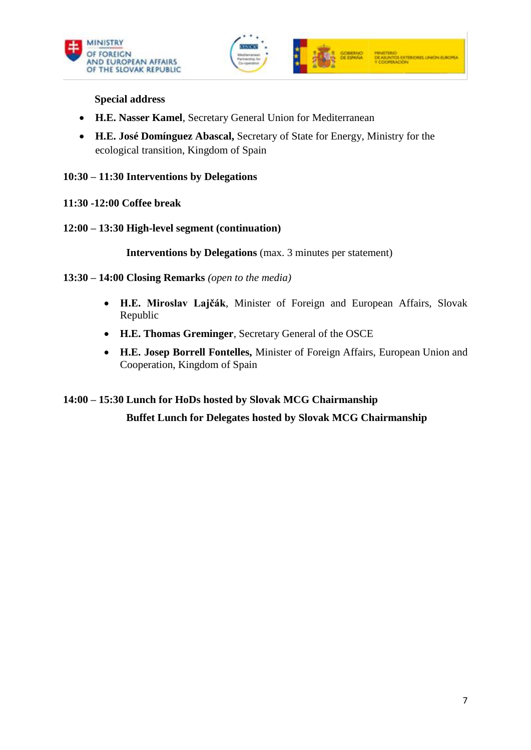**Special address**

- **H.E. Nasser Kamel**, Secretary General Union for Mediterranean
- **H.E. José Domínguez Abascal,** Secretary of State for Energy, Ministry for the ecological transition, Kingdom of Spain

**10:30 – 11:30 Interventions by Delegations**

**11:30 -12:00 Coffee break**

**12:00 – 13:30 High-level segment (continuation)**

**Interventions by Delegations** (max. 3 minutes per statement)

**13:30 – 14:00 Closing Remarks** *(open to the media)*

- **H.E. Miroslav Lajčák**, Minister of Foreign and European Affairs, Slovak Republic
- **H.E. Thomas Greminger**, Secretary General of the OSCE
- **H.E. Josep Borrell Fontelles,** Minister of Foreign Affairs, European Union and Cooperation, Kingdom of Spain

**14:00 – 15:30 Lunch for HoDs hosted by Slovak MCG Chairmanship**

**Buffet Lunch for Delegates hosted by Slovak MCG Chairmanship**